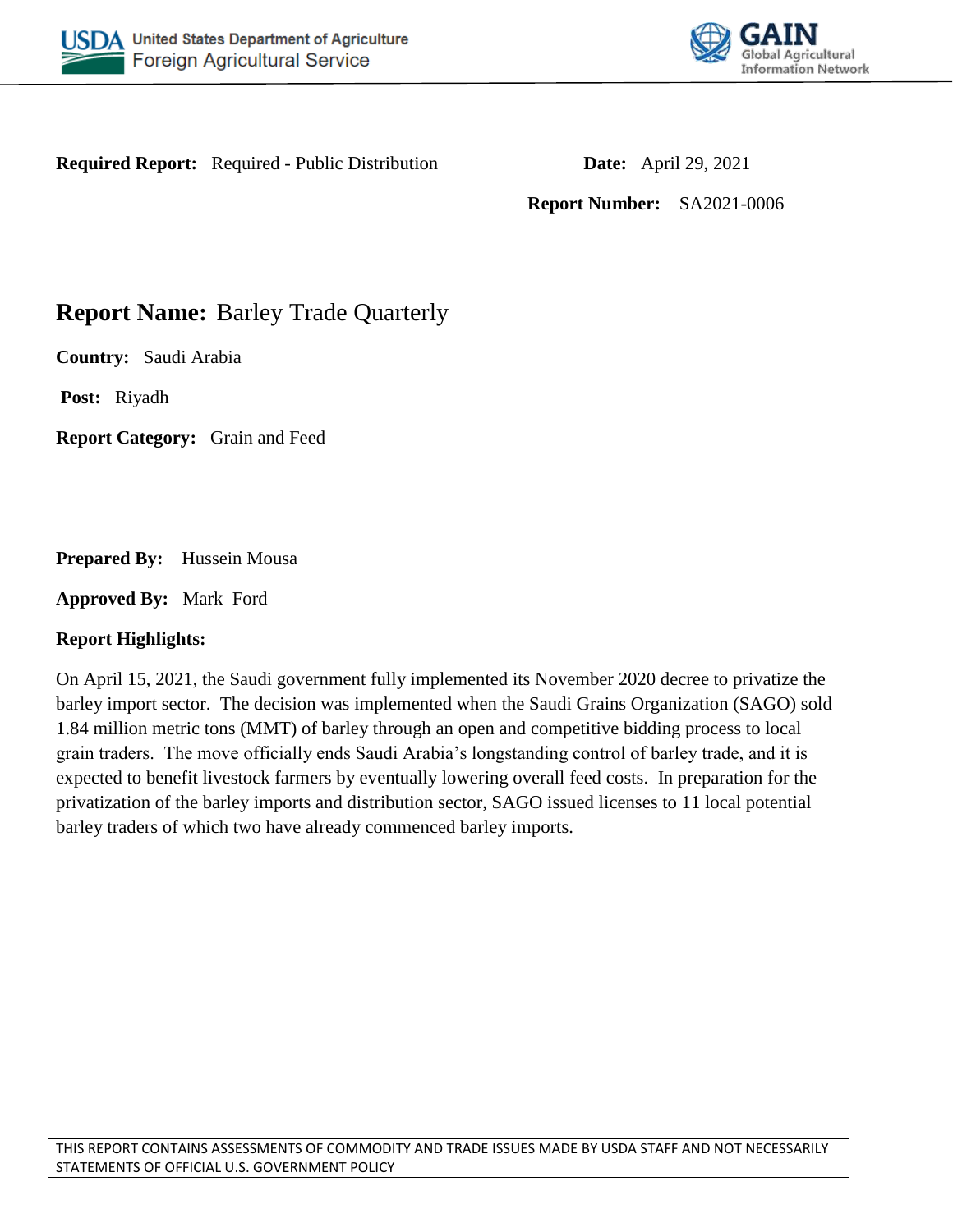**Required Report:** Required - Public Distribution

**Date:** April 29, 2021

**Report Number:** SA2021-0006

# **Report Name:** Barley Trade Quarterly

**Country:** Saudi Arabia

**Post:** Riyadh

**Report Category:** Grain and Feed

**Prepared By:** Hussein Mousa

**Approved By:** Mark Ford

**Report Highlights:**

On April 15, 2021, the Saudi government fully implemented its November 2020 decree to privatize the barley import sector. The decision was implemented when the Saudi Grains Organization (SAGO) sold 1.84 million metric tons (MMT) of barley through an open and competitive bidding process to local grain traders. The move officially ends Saudi Arabia's longstanding control of barley trade, and it is expected to benefit livestock farmers by eventually lowering overall feed costs. In preparation for the privatization of the barley imports and distribution sector, SAGO issued licenses to 11 local potential barley traders of which two have already commenced barley imports.

THIS REPORT CONTAINS ASSESSMENTS OF COMMODITY AND TRADE ISSUES MADE BY USDA STAFF AND NOT NECESSARILY STATEMENTS OF OFFICIAL U.S. GOVERNMENT POLICY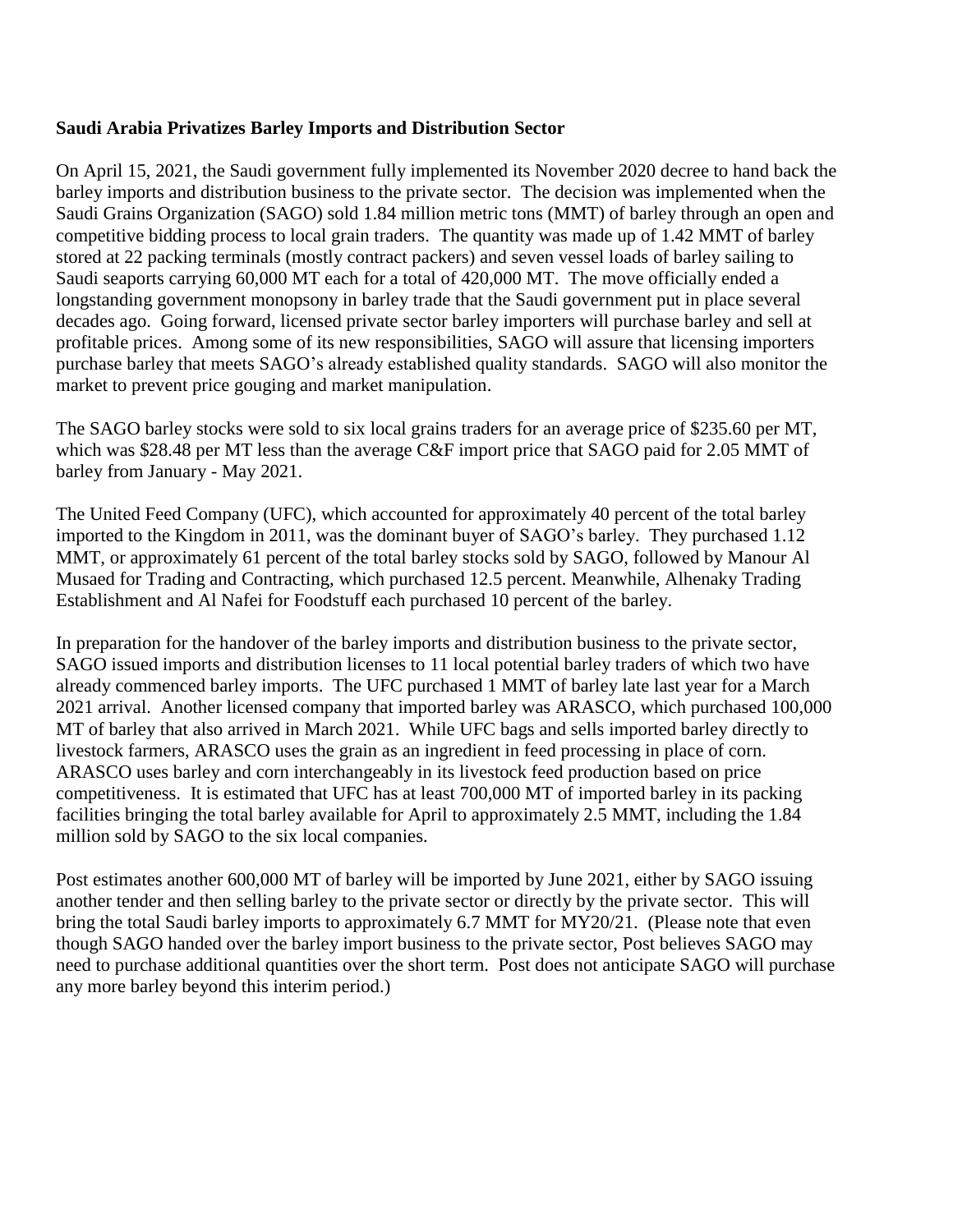**Saudi Arabia Privatizes Barley Imports and Distribution Sector**

On April 15, 2021, the Saudi government fully implemented its November 2020 decree to hand back the barley imports and distribution business to the private sector. The decision was implemented when the Saudi Grains Organization (SAGO) sold 1.84 million metric tons (MMT) of barley through an open and competitive bidding process to local grain traders. The quantity was made up of 1.42 MMT of barley stored at 22 packing terminals (mostly contract packers) and seven vessel loads of barley sailing to Saudi seaports carrying 60,000 MT each for a total of 420,000 MT. The move officially ended a longstanding government monopsony in barley trade that the Saudi government put in place several decades ago. Going forward, licensed private sector barley importers will purchase barley and sell at profitable prices. Among some of its new responsibilities, SAGO will assure that licensing importers purchase barley that meets SAGO's already established quality standards. SAGO will also monitor the market to prevent price gouging and market manipulation.

The SAGO barley stocks were sold to six local grains traders for an average price of $235.60 per MT, which was $28.48 per MT less than the average C&F import price that SAGO paid for 2.05 MMT of barley from January - May 2021.

The United Feed Company (UFC), which accounted for approximately 40 percent of the total barley imported to the Kingdom in 2011, was the dominant buyer of SAGO's barley. They purchased 1.12 MMT, or approximately 61 percent of the total barley stocks sold by SAGO, followed by Manour Al Musaed for Trading and Contracting, which purchased 12.5 percent. Meanwhile, Alhenaky Trading Establishment and Al Nafei for Foodstuff each purchased 10 percent of the barley.

In preparation for the handover of the barley imports and distribution business to the private sector, SAGO issued imports and distribution licenses to 11 local potential barley traders of which two have already commenced barley imports. The UFC purchased 1 MMT of barley late last year for a March 2021 arrival. Another licensed company that imported barley was ARASCO, which purchased 100,000 MT of barley that also arrived in March 2021. While UFC bags and sells imported barley directly to livestock farmers, ARASCO uses the grain as an ingredient in feed processing in place of corn. ARASCO uses barley and corn interchangeably in its livestock feed production based on price competitiveness. It is estimated that UFC has at least 700,000 MT of imported barley in its packing facilities bringing the total barley available for April to approximately 2.5 MMT, including the 1.84 million sold by SAGO to the six local companies.

Post estimates another 600,000 MT of barley will be imported by June 2021, either by SAGO issuing another tender and then selling barley to the private sector or directly by the private sector. This will bring the total Saudi barley imports to approximately 6.7 MMT for MY20/21. (Please note that even though SAGO handed over the barley import business to the private sector, Post believes SAGO may need to purchase additional quantities over the short term. Post does not anticipate SAGO will purchase any more barley beyond this interim period.)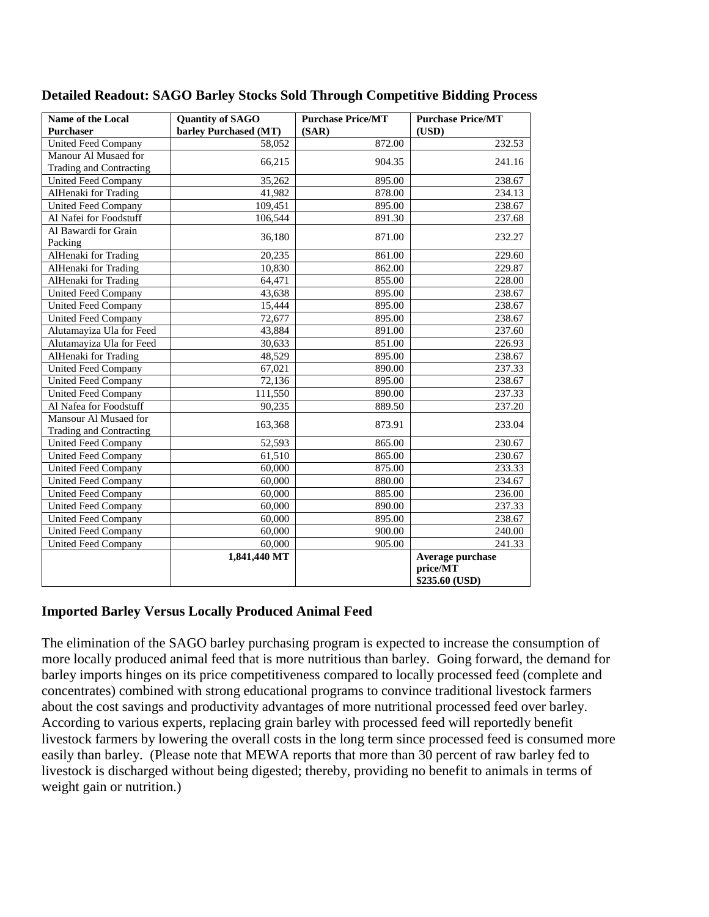## Detailed Readout: SAGO Barley Stocks Sold Through Competitive Bidding Process

| Name of the Local Purchaser | Quantity of SAGO barley Purchased (MT) | Purchase Price/MT (SAR) | Purchase Price/MT (USD) |
|---|---|---|---|
| United Feed Company | 58,052 | 872.00 | 232.53 |
| Manour Al Musaed for Trading and Contracting | 66,215 | 904.35 | 241.16 |
| United Feed Company | 35,262 | 895.00 | 238.67 |
| AlHenaki for Trading | 41,982 | 878.00 | 234.13 |
| United Feed Company | 109,451 | 895.00 | 238.67 |
| Al Nafei for Foodstuff | 106,544 | 891.30 | 237.68 |
| Al Bawardi for Grain Packing | 36,180 | 871.00 | 232.27 |
| AlHenaki for Trading | 20,235 | 861.00 | 229.60 |
| AlHenaki for Trading | 10,830 | 862.00 | 229.87 |
| AlHenaki for Trading | 64,471 | 855.00 | 228.00 |
| United Feed Company | 43,638 | 895.00 | 238.67 |
| United Feed Company | 15,444 | 895.00 | 238.67 |
| United Feed Company | 72,677 | 895.00 | 238.67 |
| Alutamayiza Ula for Feed | 43,884 | 891.00 | 237.60 |
| Alutamayiza Ula for Feed | 30,633 | 851.00 | 226.93 |
| AlHenaki for Trading | 48,529 | 895.00 | 238.67 |
| United Feed Company | 67,021 | 890.00 | 237.33 |
| United Feed Company | 72,136 | 895.00 | 238.67 |
| United Feed Company | 111,550 | 890.00 | 237.33 |
| Al Nafea for Foodstuff | 90,235 | 889.50 | 237.20 |
| Mansour Al Musaed for Trading and Contracting | 163,368 | 873.91 | 233.04 |
| United Feed Company | 52,593 | 865.00 | 230.67 |
| United Feed Company | 61,510 | 865.00 | 230.67 |
| United Feed Company | 60,000 | 875.00 | 233.33 |
| United Feed Company | 60,000 | 880.00 | 234.67 |
| United Feed Company | 60,000 | 885.00 | 236.00 |
| United Feed Company | 60,000 | 890.00 | 237.33 |
| United Feed Company | 60,000 | 895.00 | 238.67 |
| United Feed Company | 60,000 | 900.00 | 240.00 |
| United Feed Company | 60,000 | 905.00 | 241.33 |
| | **1,841,440 MT** | | **Average purchase price/MT $235.60 (USD)** |

## Imported Barley Versus Locally Produced Animal Feed

The elimination of the SAGO barley purchasing program is expected to increase the consumption of more locally produced animal feed that is more nutritious than barley. Going forward, the demand for barley imports hinges on its price competitiveness compared to locally processed feed (complete and concentrates) combined with strong educational programs to convince traditional livestock farmers about the cost savings and productivity advantages of more nutritional processed feed over barley. According to various experts, replacing grain barley with processed feed will reportedly benefit livestock farmers by lowering the overall costs in the long term since processed feed is consumed more easily than barley. (Please note that MEWA reports that more than 30 percent of raw barley fed to livestock is discharged without being digested; thereby, providing no benefit to animals in terms of weight gain or nutrition.)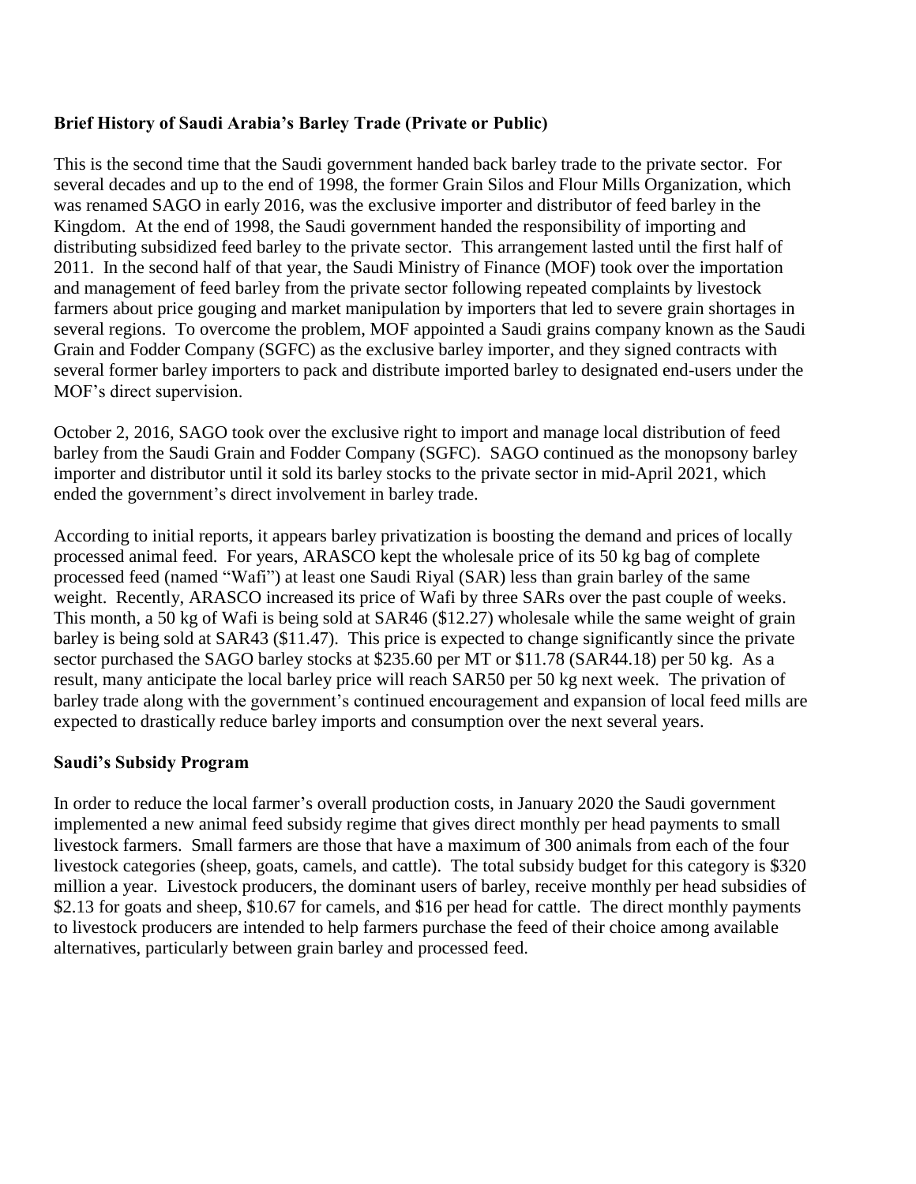**Brief History of Saudi Arabia's Barley Trade (Private or Public)**

This is the second time that the Saudi government handed back barley trade to the private sector. For several decades and up to the end of 1998, the former Grain Silos and Flour Mills Organization, which was renamed SAGO in early 2016, was the exclusive importer and distributor of feed barley in the Kingdom. At the end of 1998, the Saudi government handed the responsibility of importing and distributing subsidized feed barley to the private sector. This arrangement lasted until the first half of 2011. In the second half of that year, the Saudi Ministry of Finance (MOF) took over the importation and management of feed barley from the private sector following repeated complaints by livestock farmers about price gouging and market manipulation by importers that led to severe grain shortages in several regions. To overcome the problem, MOF appointed a Saudi grains company known as the Saudi Grain and Fodder Company (SGFC) as the exclusive barley importer, and they signed contracts with several former barley importers to pack and distribute imported barley to designated end-users under the MOF's direct supervision.

October 2, 2016, SAGO took over the exclusive right to import and manage local distribution of feed barley from the Saudi Grain and Fodder Company (SGFC). SAGO continued as the monopsony barley importer and distributor until it sold its barley stocks to the private sector in mid-April 2021, which ended the government's direct involvement in barley trade.

According to initial reports, it appears barley privatization is boosting the demand and prices of locally processed animal feed. For years, ARASCO kept the wholesale price of its 50 kg bag of complete processed feed (named "Wafi") at least one Saudi Riyal (SAR) less than grain barley of the same weight. Recently, ARASCO increased its price of Wafi by three SARs over the past couple of weeks. This month, a 50 kg of Wafi is being sold at SAR46 ($12.27) wholesale while the same weight of grain barley is being sold at SAR43 ($11.47). This price is expected to change significantly since the private sector purchased the SAGO barley stocks at $235.60 per MT or $11.78 (SAR44.18) per 50 kg. As a result, many anticipate the local barley price will reach SAR50 per 50 kg next week. The privation of barley trade along with the government's continued encouragement and expansion of local feed mills are expected to drastically reduce barley imports and consumption over the next several years.

**Saudi's Subsidy Program**

In order to reduce the local farmer's overall production costs, in January 2020 the Saudi government implemented a new animal feed subsidy regime that gives direct monthly per head payments to small livestock farmers. Small farmers are those that have a maximum of 300 animals from each of the four livestock categories (sheep, goats, camels, and cattle). The total subsidy budget for this category is $320 million a year. Livestock producers, the dominant users of barley, receive monthly per head subsidies of $2.13 for goats and sheep, $10.67 for camels, and $16 per head for cattle. The direct monthly payments to livestock producers are intended to help farmers purchase the feed of their choice among available alternatives, particularly between grain barley and processed feed.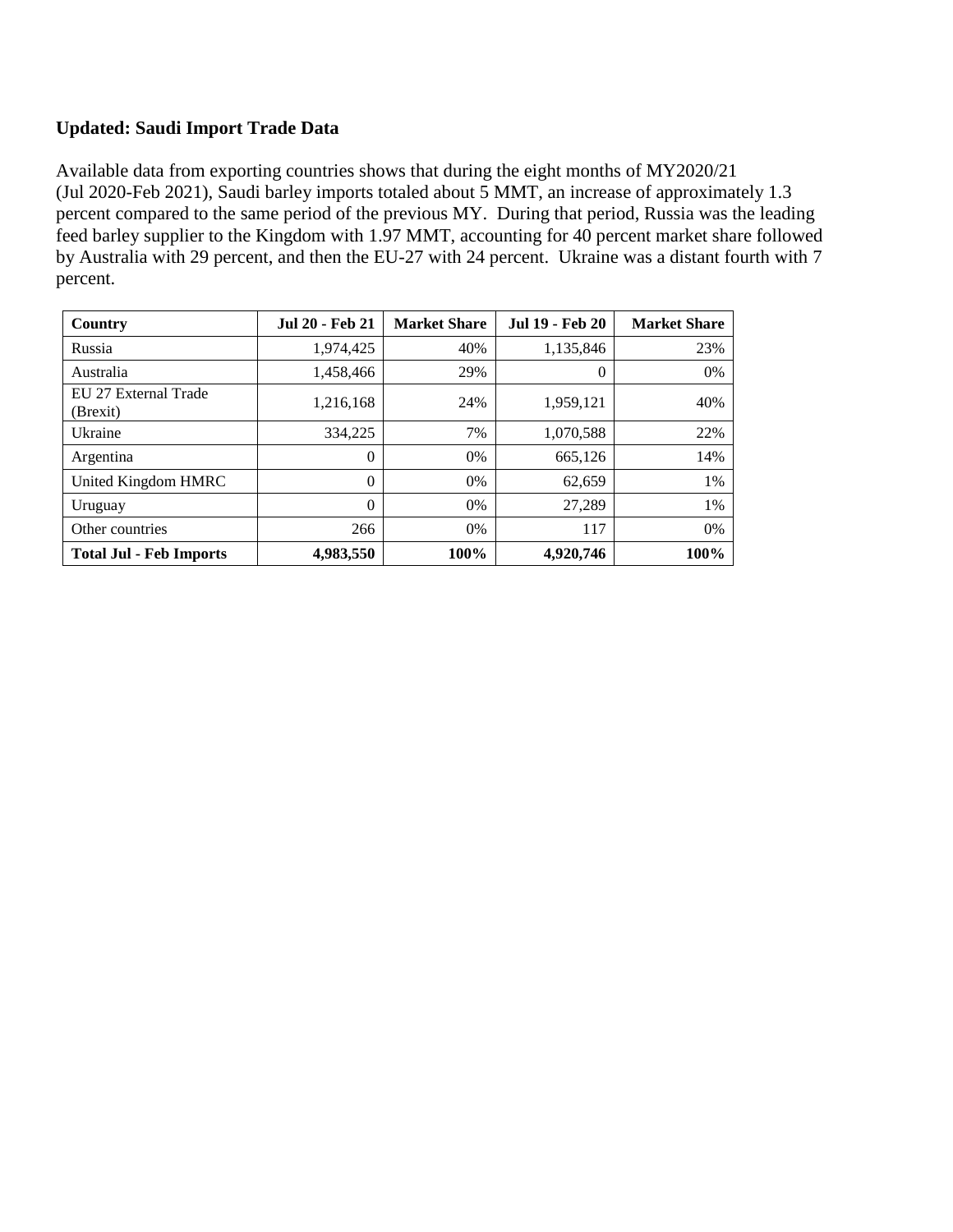**Updated: Saudi Import Trade Data**

Available data from exporting countries shows that during the eight months of MY2020/21 (Jul 2020-Feb 2021), Saudi barley imports totaled about 5 MMT, an increase of approximately 1.3 percent compared to the same period of the previous MY. During that period, Russia was the leading feed barley supplier to the Kingdom with 1.97 MMT, accounting for 40 percent market share followed by Australia with 29 percent, and then the EU-27 with 24 percent. Ukraine was a distant fourth with 7 percent.

| Country | Jul 20 - Feb 21 | Market Share | Jul 19 - Feb 20 | Market Share |
|---|---|---|---|---|
| Russia | 1,974,425 | 40% | 1,135,846 | 23% |
| Australia | 1,458,466 | 29% | 0 | 0% |
| EU 27 External Trade (Brexit) | 1,216,168 | 24% | 1,959,121 | 40% |
| Ukraine | 334,225 | 7% | 1,070,588 | 22% |
| Argentina | 0 | 0% | 665,126 | 14% |
| United Kingdom HMRC | 0 | 0% | 62,659 | 1% |
| Uruguay | 0 | 0% | 27,289 | 1% |
| Other countries | 266 | 0% | 117 | 0% |
| **Total Jul - Feb Imports** | **4,983,550** | **100%** | **4,920,746** | **100%** |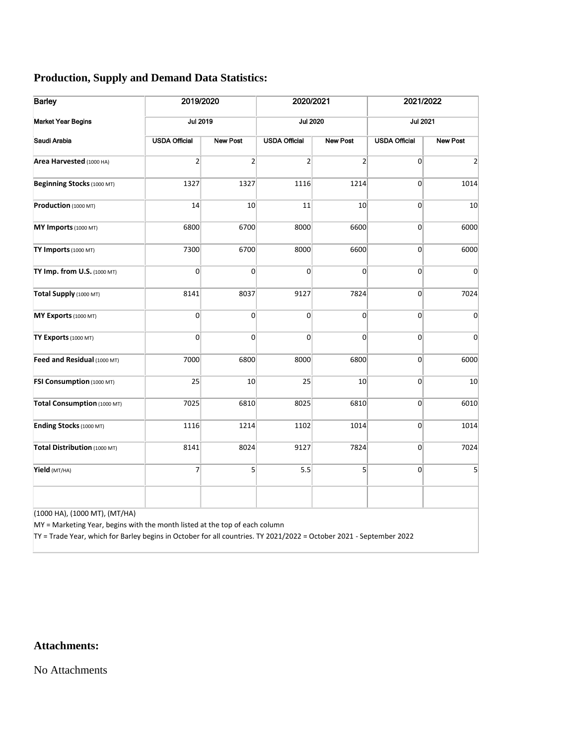## Production, Supply and Demand Data Statistics:

| Barley | 2019/2020 | | 2020/2021 | | 2021/2022 | |
|---|---|---|---|---|---|---|
| Market Year Begins | Jul 2019 | | Jul 2020 | | Jul 2021 | |
| Saudi Arabia | USDA Official | New Post | USDA Official | New Post | USDA Official | New Post |
| **Area Harvested** (1000 HA) | 2 | 2 | 2 | 2 | 0 | 2 |
| **Beginning Stocks** (1000 MT) | 1327 | 1327 | 1116 | 1214 | 0 | 1014 |
| **Production** (1000 MT) | 14 | 10 | 11 | 10 | 0 | 10 |
| **MY Imports** (1000 MT) | 6800 | 6700 | 8000 | 6600 | 0 | 6000 |
| **TY Imports** (1000 MT) | 7300 | 6700 | 8000 | 6600 | 0 | 6000 |
| **TY Imp. from U.S.** (1000 MT) | 0 | 0 | 0 | 0 | 0 | 0 |
| **Total Supply** (1000 MT) | 8141 | 8037 | 9127 | 7824 | 0 | 7024 |
| **MY Exports** (1000 MT) | 0 | 0 | 0 | 0 | 0 | 0 |
| **TY Exports** (1000 MT) | 0 | 0 | 0 | 0 | 0 | 0 |
| **Feed and Residual** (1000 MT) | 7000 | 6800 | 8000 | 6800 | 0 | 6000 |
| **FSI Consumption** (1000 MT) | 25 | 10 | 25 | 10 | 0 | 10 |
| **Total Consumption** (1000 MT) | 7025 | 6810 | 8025 | 6810 | 0 | 6010 |
| **Ending Stocks** (1000 MT) | 1116 | 1214 | 1102 | 1014 | 0 | 1014 |
| **Total Distribution** (1000 MT) | 8141 | 8024 | 9127 | 7824 | 0 | 7024 |
| **Yield** (MT/HA) | 7 | 5 | 5.5 | 5 | 0 | 5 |

(1000 HA), (1000 MT), (MT/HA)

MY = Marketing Year, begins with the month listed at the top of each column

TY = Trade Year, which for Barley begins in October for all countries. TY 2021/2022 = October 2021 - September 2022

## Attachments:

No Attachments